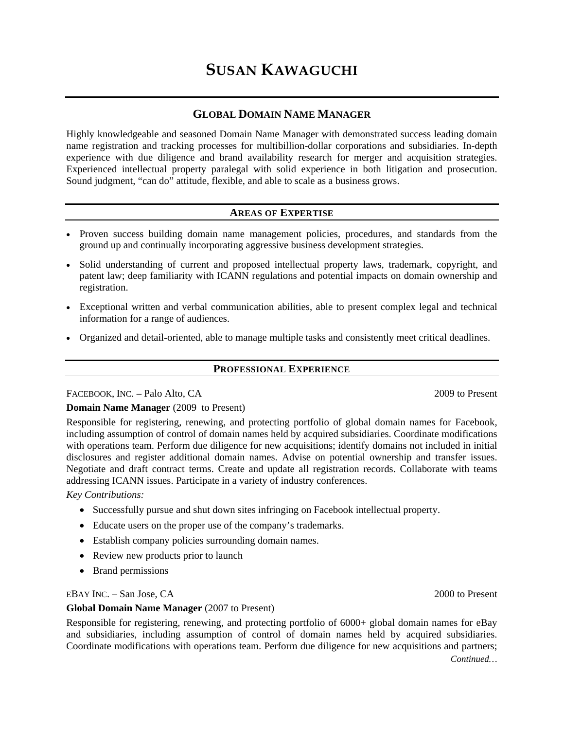# SUSAN KAWAGUCHI

## GLOBAL DOMAIN NAME MANAGER

Highly knowledgeable and seasoned Domain Name Manager with demonstrated success leading domain name registration and tracking processes for multibillion-dollar corporations and subsidiaries. In-depth experience with due diligence and brand availability research for merger and acquisition strategies. Experienced intellectual property paralegal with solid experience in both litigation and prosecution. Sound judgment, "can do" attitude, flexible, and able to scale as a business grows.

## AREAS OF EXPERTISE

- Proven success building domain name management policies, procedures, and standards from the ground up and continually incorporating aggressive business development strategies.
- Solid understanding of current and proposed intellectual property laws, trademark, copyright, and patent law; deep familiarity with ICANN regulations and potential impacts on domain ownership and registration.
- Exceptional written and verbal communication abilities, able to present complex legal and technical information for a range of audiences.
- Organized and detail-oriented, able to manage multiple tasks and consistently meet critical deadlines.

## PROFESSIONAL EXPERIENCE

FACEBOOK, INC. – Palo Alto, CA — 2009 to Present

**Domain Name Manager** (2009 to Present)

Responsible for registering, renewing, and protecting portfolio of global domain names for Facebook, including assumption of control of domain names held by acquired subsidiaries. Coordinate modifications with operations team. Perform due diligence for new acquisitions; identify domains not included in initial disclosures and register additional domain names. Advise on potential ownership and transfer issues. Negotiate and draft contract terms. Create and update all registration records. Collaborate with teams addressing ICANN issues. Participate in a variety of industry conferences.

*Key Contributions:*

- Successfully pursue and shut down sites infringing on Facebook intellectual property.
- Educate users on the proper use of the company's trademarks.
- Establish company policies surrounding domain names.
- Review new products prior to launch
- Brand permissions

EBAY INC. – San Jose, CA — 2000 to Present

**Global Domain Name Manager** (2007 to Present)

Responsible for registering, renewing, and protecting portfolio of 6000+ global domain names for eBay and subsidiaries, including assumption of control of domain names held by acquired subsidiaries. Coordinate modifications with operations team. Perform due diligence for new acquisitions and partners;

*Continued…*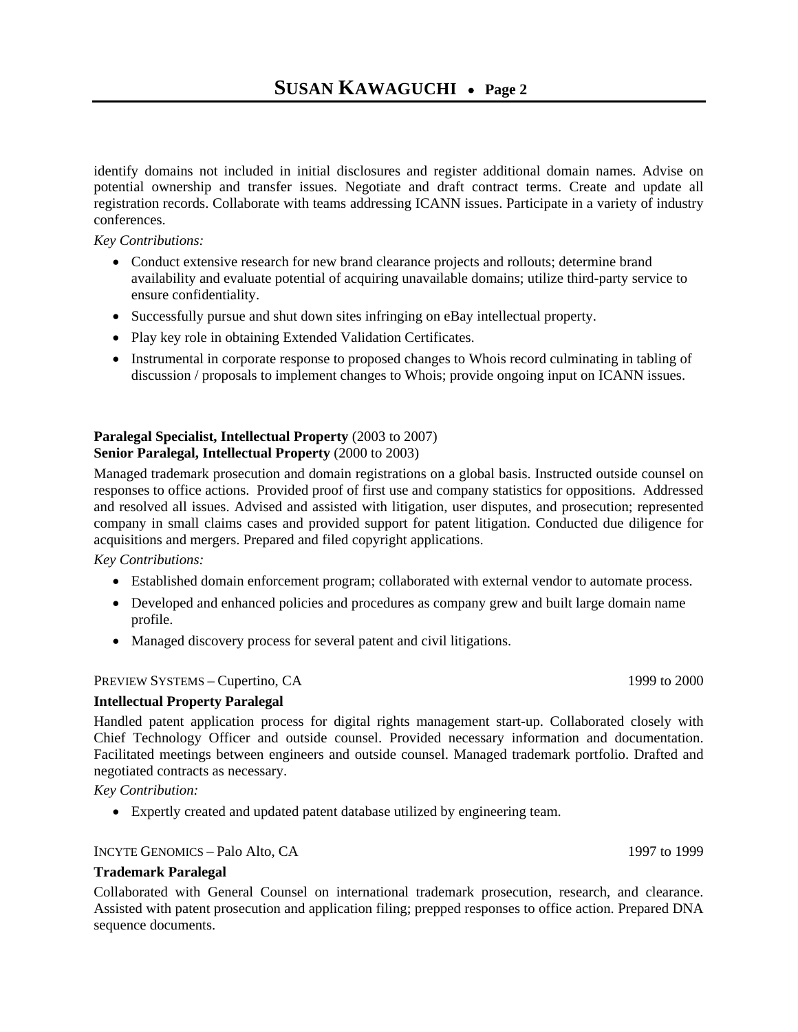identify domains not included in initial disclosures and register additional domain names. Advise on potential ownership and transfer issues. Negotiate and draft contract terms. Create and update all registration records. Collaborate with teams addressing ICANN issues. Participate in a variety of industry conferences.

*Key Contributions:*

- Conduct extensive research for new brand clearance projects and rollouts; determine brand availability and evaluate potential of acquiring unavailable domains; utilize third-party service to ensure confidentiality.
- Successfully pursue and shut down sites infringing on eBay intellectual property.
- Play key role in obtaining Extended Validation Certificates.
- Instrumental in corporate response to proposed changes to Whois record culminating in tabling of discussion / proposals to implement changes to Whois; provide ongoing input on ICANN issues.

**Paralegal Specialist, Intellectual Property** (2003 to 2007)
**Senior Paralegal, Intellectual Property** (2000 to 2003)

Managed trademark prosecution and domain registrations on a global basis. Instructed outside counsel on responses to office actions. Provided proof of first use and company statistics for oppositions. Addressed and resolved all issues. Advised and assisted with litigation, user disputes, and prosecution; represented company in small claims cases and provided support for patent litigation. Conducted due diligence for acquisitions and mergers. Prepared and filed copyright applications.

*Key Contributions:*

- Established domain enforcement program; collaborated with external vendor to automate process.
- Developed and enhanced policies and procedures as company grew and built large domain name profile.
- Managed discovery process for several patent and civil litigations.

PREVIEW SYSTEMS – Cupertino, CA 1999 to 2000

**Intellectual Property Paralegal**

Handled patent application process for digital rights management start-up. Collaborated closely with Chief Technology Officer and outside counsel. Provided necessary information and documentation. Facilitated meetings between engineers and outside counsel. Managed trademark portfolio. Drafted and negotiated contracts as necessary.

*Key Contribution:*

- Expertly created and updated patent database utilized by engineering team.

INCYTE GENOMICS – Palo Alto, CA 1997 to 1999

**Trademark Paralegal**

Collaborated with General Counsel on international trademark prosecution, research, and clearance. Assisted with patent prosecution and application filing; prepped responses to office action. Prepared DNA sequence documents.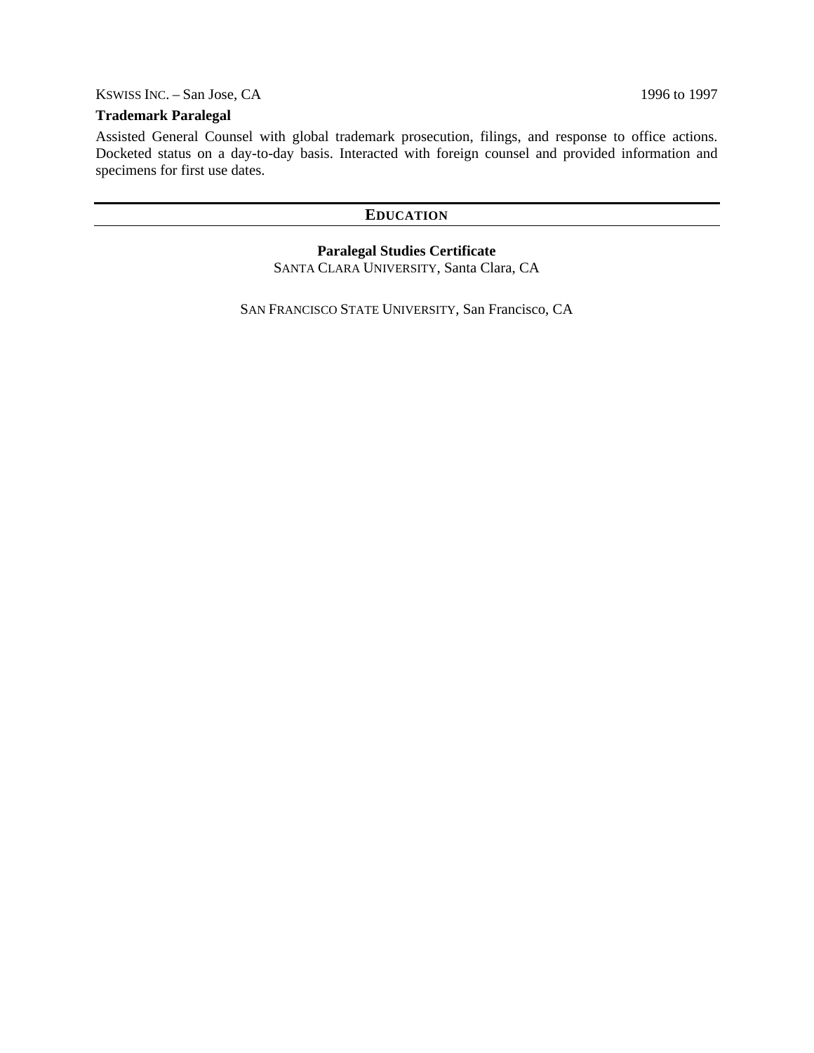KSWISS INC. – San Jose, CA 1996 to 1997

**Trademark Paralegal**

Assisted General Counsel with global trademark prosecution, filings, and response to office actions. Docketed status on a day-to-day basis. Interacted with foreign counsel and provided information and specimens for first use dates.

## EDUCATION

**Paralegal Studies Certificate**
SANTA CLARA UNIVERSITY, Santa Clara, CA

SAN FRANCISCO STATE UNIVERSITY, San Francisco, CA